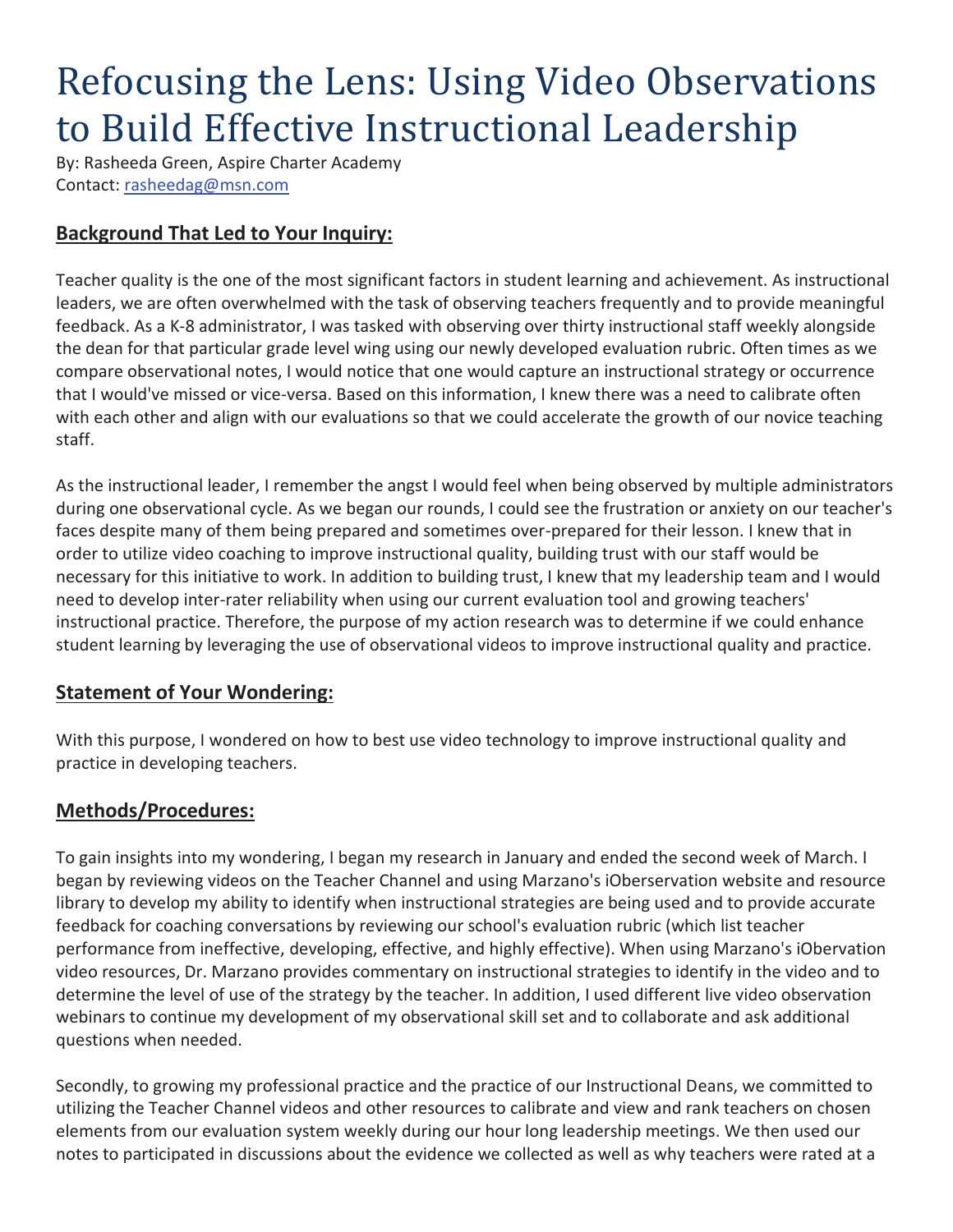# Refocusing the Lens: Using Video Observations to Build Effective Instructional Leadership

By: Rasheeda Green, Aspire Charter Academy
Contact: rasheedag@msn.com

## Background That Led to Your Inquiry:

Teacher quality is the one of the most significant factors in student learning and achievement. As instructional leaders, we are often overwhelmed with the task of observing teachers frequently and to provide meaningful feedback. As a K-8 administrator, I was tasked with observing over thirty instructional staff weekly alongside the dean for that particular grade level wing using our newly developed evaluation rubric. Often times as we compare observational notes, I would notice that one would capture an instructional strategy or occurrence that I would've missed or vice-versa. Based on this information, I knew there was a need to calibrate often with each other and align with our evaluations so that we could accelerate the growth of our novice teaching staff.

As the instructional leader, I remember the angst I would feel when being observed by multiple administrators during one observational cycle. As we began our rounds, I could see the frustration or anxiety on our teacher's faces despite many of them being prepared and sometimes over-prepared for their lesson. I knew that in order to utilize video coaching to improve instructional quality, building trust with our staff would be necessary for this initiative to work. In addition to building trust, I knew that my leadership team and I would need to develop inter-rater reliability when using our current evaluation tool and growing teachers' instructional practice. Therefore, the purpose of my action research was to determine if we could enhance student learning by leveraging the use of observational videos to improve instructional quality and practice.

## Statement of Your Wondering:

With this purpose, I wondered on how to best use video technology to improve instructional quality and practice in developing teachers.

## Methods/Procedures:

To gain insights into my wondering, I began my research in January and ended the second week of March. I began by reviewing videos on the Teacher Channel and using Marzano's iOberservation website and resource library to develop my ability to identify when instructional strategies are being used and to provide accurate feedback for coaching conversations by reviewing our school's evaluation rubric (which list teacher performance from ineffective, developing, effective, and highly effective). When using Marzano's iObervation video resources, Dr. Marzano provides commentary on instructional strategies to identify in the video and to determine the level of use of the strategy by the teacher. In addition, I used different live video observation webinars to continue my development of my observational skill set and to collaborate and ask additional questions when needed.

Secondly, to growing my professional practice and the practice of our Instructional Deans, we committed to utilizing the Teacher Channel videos and other resources to calibrate and view and rank teachers on chosen elements from our evaluation system weekly during our hour long leadership meetings. We then used our notes to participated in discussions about the evidence we collected as well as why teachers were rated at a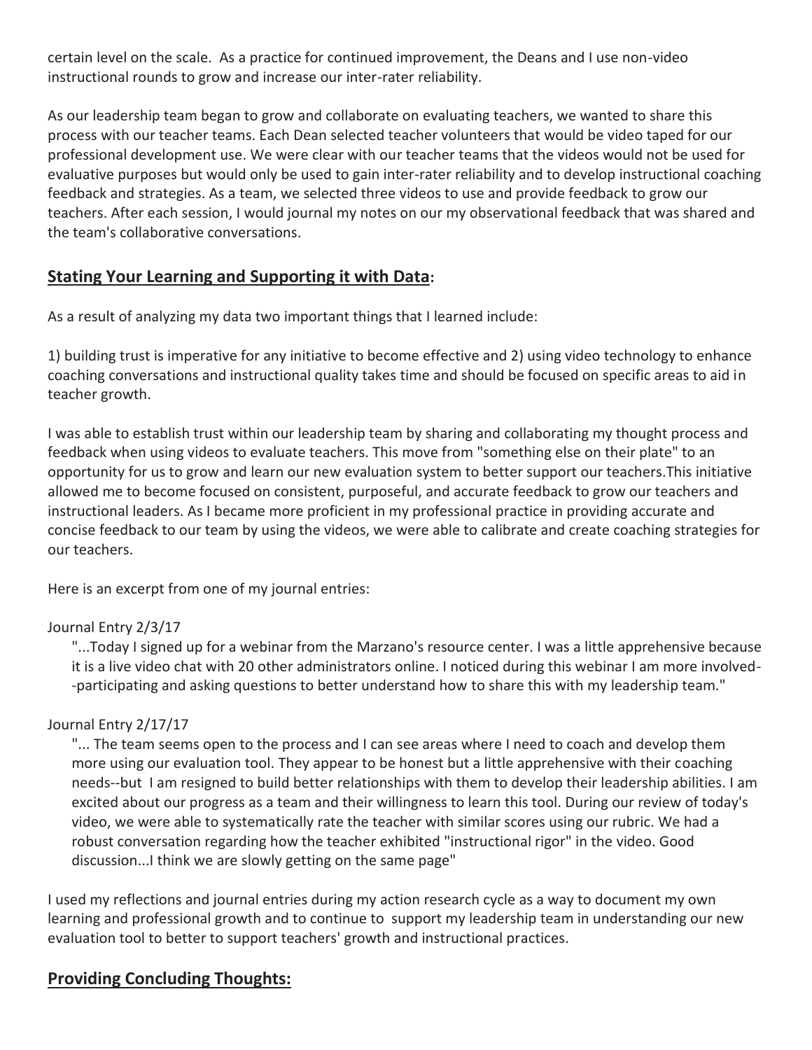certain level on the scale.  As a practice for continued improvement, the Deans and I use non-video instructional rounds to grow and increase our inter-rater reliability.

As our leadership team began to grow and collaborate on evaluating teachers, we wanted to share this process with our teacher teams. Each Dean selected teacher volunteers that would be video taped for our professional development use. We were clear with our teacher teams that the videos would not be used for evaluative purposes but would only be used to gain inter-rater reliability and to develop instructional coaching feedback and strategies. As a team, we selected three videos to use and provide feedback to grow our teachers. After each session, I would journal my notes on our my observational feedback that was shared and the team's collaborative conversations.

## **Stating Your Learning and Supporting it with Data:**

As a result of analyzing my data two important things that I learned include:

1) building trust is imperative for any initiative to become effective and 2) using video technology to enhance coaching conversations and instructional quality takes time and should be focused on specific areas to aid in teacher growth.

I was able to establish trust within our leadership team by sharing and collaborating my thought process and feedback when using videos to evaluate teachers. This move from "something else on their plate" to an opportunity for us to grow and learn our new evaluation system to better support our teachers.This initiative allowed me to become focused on consistent, purposeful, and accurate feedback to grow our teachers and instructional leaders. As I became more proficient in my professional practice in providing accurate and concise feedback to our team by using the videos, we were able to calibrate and create coaching strategies for our teachers.

Here is an excerpt from one of my journal entries:

Journal Entry 2/3/17

> "...Today I signed up for a webinar from the Marzano's resource center. I was a little apprehensive because it is a live video chat with 20 other administrators online. I noticed during this webinar I am more involved--participating and asking questions to better understand how to share this with my leadership team."

Journal Entry 2/17/17

> "... The team seems open to the process and I can see areas where I need to coach and develop them more using our evaluation tool. They appear to be honest but a little apprehensive with their coaching needs--but  I am resigned to build better relationships with them to develop their leadership abilities. I am excited about our progress as a team and their willingness to learn this tool. During our review of today's video, we were able to systematically rate the teacher with similar scores using our rubric. We had a robust conversation regarding how the teacher exhibited "instructional rigor" in the video. Good discussion...I think we are slowly getting on the same page"

I used my reflections and journal entries during my action research cycle as a way to document my own learning and professional growth and to continue to  support my leadership team in understanding our new evaluation tool to better to support teachers' growth and instructional practices.

## **Providing Concluding Thoughts:**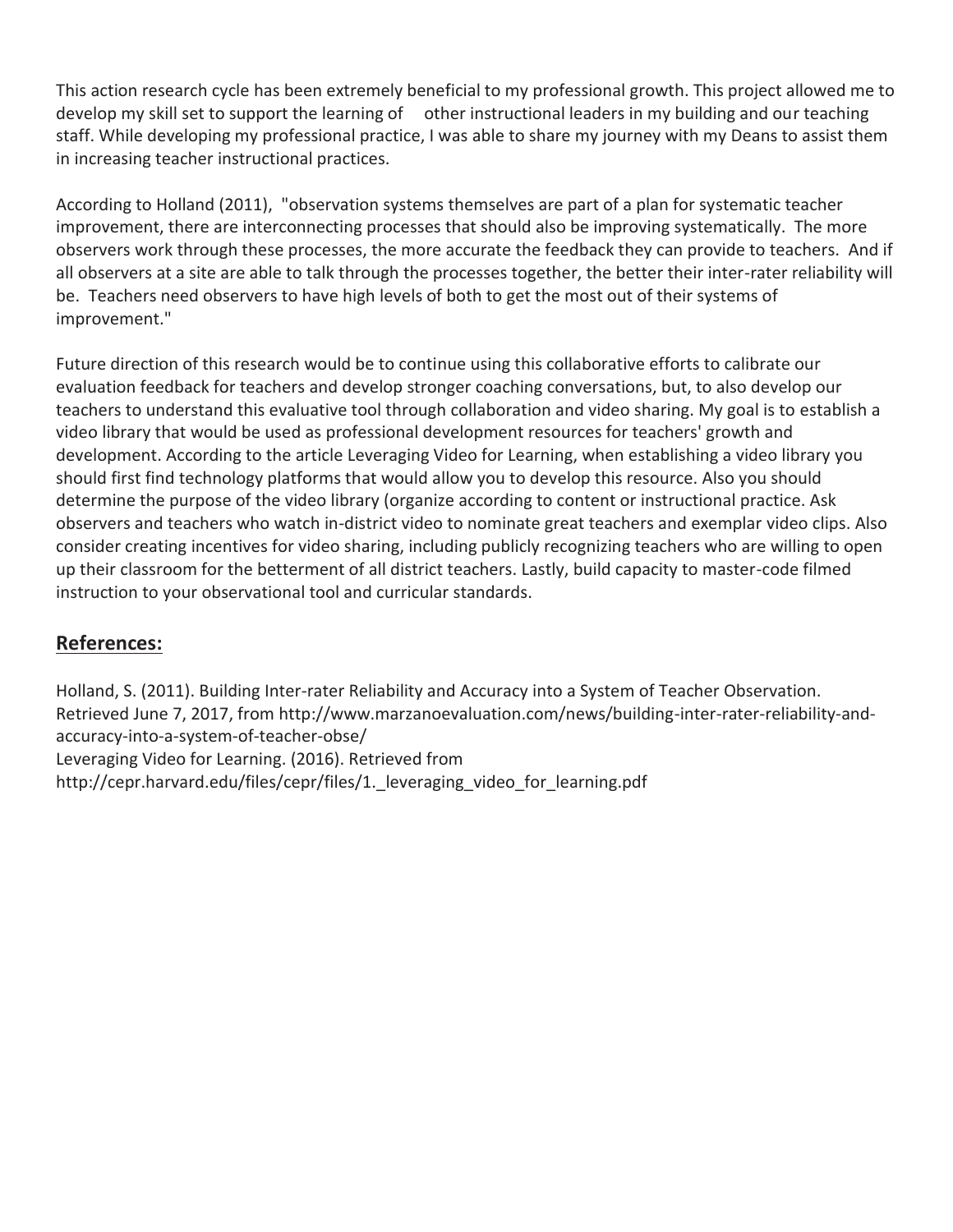This action research cycle has been extremely beneficial to my professional growth. This project allowed me to develop my skill set to support the learning of other instructional leaders in my building and our teaching staff. While developing my professional practice, I was able to share my journey with my Deans to assist them in increasing teacher instructional practices.

According to Holland (2011), "observation systems themselves are part of a plan for systematic teacher improvement, there are interconnecting processes that should also be improving systematically. The more observers work through these processes, the more accurate the feedback they can provide to teachers. And if all observers at a site are able to talk through the processes together, the better their inter-rater reliability will be. Teachers need observers to have high levels of both to get the most out of their systems of improvement."

Future direction of this research would be to continue using this collaborative efforts to calibrate our evaluation feedback for teachers and develop stronger coaching conversations, but, to also develop our teachers to understand this evaluative tool through collaboration and video sharing. My goal is to establish a video library that would be used as professional development resources for teachers' growth and development. According to the article Leveraging Video for Learning, when establishing a video library you should first find technology platforms that would allow you to develop this resource. Also you should determine the purpose of the video library (organize according to content or instructional practice. Ask observers and teachers who watch in-district video to nominate great teachers and exemplar video clips. Also consider creating incentives for video sharing, including publicly recognizing teachers who are willing to open up their classroom for the betterment of all district teachers. Lastly, build capacity to master-code filmed instruction to your observational tool and curricular standards.

## References:

Holland, S. (2011). Building Inter-rater Reliability and Accuracy into a System of Teacher Observation. Retrieved June 7, 2017, from http://www.marzanoevaluation.com/news/building-inter-rater-reliability-and-accuracy-into-a-system-of-teacher-obse/

Leveraging Video for Learning. (2016). Retrieved from http://cepr.harvard.edu/files/cepr/files/1._leveraging_video_for_learning.pdf